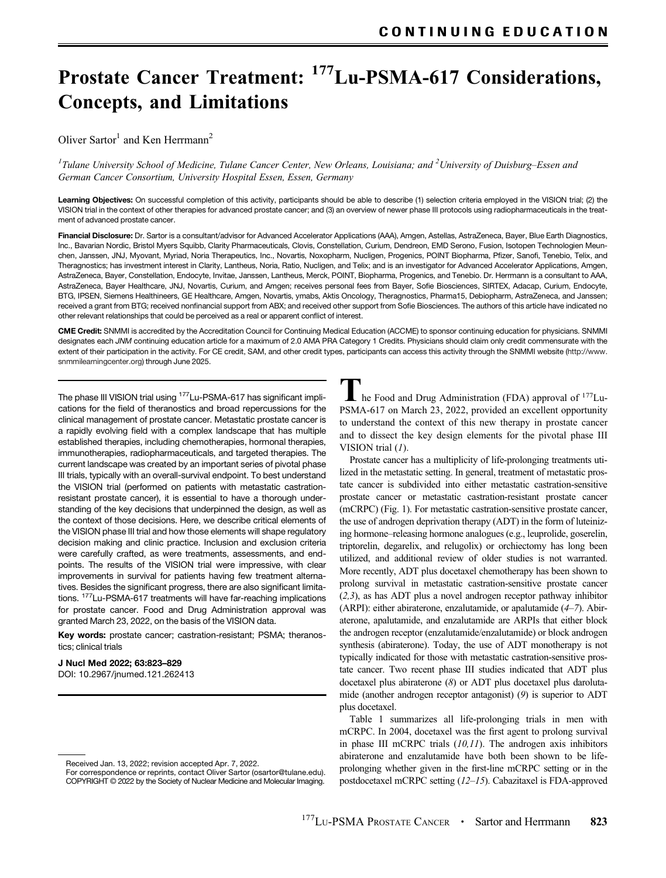CONTINUING EDUCATION

# Prostate Cancer Treatment: $^{177}$Lu-PSMA-617 Considerations, Concepts, and Limitations

Oliver Sartor[1] and Ken Herrmann[2]

[1]*Tulane University School of Medicine, Tulane Cancer Center, New Orleans, Louisiana; and* [2]*University of Duisburg–Essen and German Cancer Consortium, University Hospital Essen, Essen, Germany*

**Learning Objectives:** On successful completion of this activity, participants should be able to describe (1) selection criteria employed in the VISION trial; (2) the VISION trial in the context of other therapies for advanced prostate cancer; and (3) an overview of newer phase III protocols using radiopharmaceuticals in the treatment of advanced prostate cancer.

**Financial Disclosure:** Dr. Sartor is a consultant/advisor for Advanced Accelerator Applications (AAA), Amgen, Astellas, AstraZeneca, Bayer, Blue Earth Diagnostics, Inc., Bavarian Nordic, Bristol Myers Squibb, Clarity Pharmaceuticals, Clovis, Constellation, Curium, Dendreon, EMD Serono, Fusion, Isotopen Technologien Meunchen, Janssen, JNJ, Myovant, Myriad, Noria Therapeutics, Inc., Novartis, Noxopharm, Nucligen, Progenics, POINT Biopharma, Pfizer, Sanofi, Tenebio, Telix, and Theragnostics; has investment interest in Clarity, Lantheus, Noria, Ratio, Nucligen, and Telix; and is an investigator for Advanced Accelerator Applications, Amgen, AstraZeneca, Bayer, Constellation, Endocyte, Invitae, Janssen, Lantheus, Merck, POINT, Biopharma, Progenics, and Tenebio. Dr. Herrmann is a consultant to AAA, AstraZeneca, Bayer Healthcare, JNJ, Novartis, Curium, and Amgen; receives personal fees from Bayer, Sofie Biosciences, SIRTEX, Adacap, Curium, Endocyte, BTG, IPSEN, Siemens Healthineers, GE Healthcare, Amgen, Novartis, ymabs, Aktis Oncology, Theragnostics, Pharma15, Debiopharm, AstraZeneca, and Janssen; received a grant from BTG; received nonfinancial support from ABX; and received other support from Sofie Biosciences. The authors of this article have indicated no other relevant relationships that could be perceived as a real or apparent conflict of interest.

**CME Credit:** SNMMI is accredited by the Accreditation Council for Continuing Medical Education (ACCME) to sponsor continuing education for physicians. SNMMI designates each *JNM* continuing education article for a maximum of 2.0 AMA PRA Category 1 Credits. Physicians should claim only credit commensurate with the extent of their participation in the activity. For CE credit, SAM, and other credit types, participants can access this activity through the SNMMI website (http://www.snmmilearningcenter.org) through June 2025.

The phase III VISION trial using $^{177}$Lu-PSMA-617 has significant implications for the field of theranostics and broad repercussions for the clinical management of prostate cancer. Metastatic prostate cancer is a rapidly evolving field with a complex landscape that has multiple established therapies, including chemotherapies, hormonal therapies, immunotherapies, radiopharmaceuticals, and targeted therapies. The current landscape was created by an important series of pivotal phase III trials, typically with an overall-survival endpoint. To best understand the VISION trial (performed on patients with metastatic castration-resistant prostate cancer), it is essential to have a thorough understanding of the key decisions that underpinned the design, as well as the context of those decisions. Here, we describe critical elements of the VISION phase III trial and how those elements will shape regulatory decision making and clinic practice. Inclusion and exclusion criteria were carefully crafted, as were treatments, assessments, and endpoints. The results of the VISION trial were impressive, with clear improvements in survival for patients having few treatment alternatives. Besides the significant progress, there are also significant limitations. $^{177}$Lu-PSMA-617 treatments will have far-reaching implications for prostate cancer. Food and Drug Administration approval was granted March 23, 2022, on the basis of the VISION data.

**Key words:** prostate cancer; castration-resistant; PSMA; theranostics; clinical trials

**J Nucl Med 2022; 63:823–829**
DOI: 10.2967/jnumed.121.262413

Received Jan. 13, 2022; revision accepted Apr. 7, 2022.
For correspondence or reprints, contact Oliver Sartor (osartor@tulane.edu).
COPYRIGHT © 2022 by the Society of Nuclear Medicine and Molecular Imaging.

The Food and Drug Administration (FDA) approval of $^{177}$Lu-PSMA-617 on March 23, 2022, provided an excellent opportunity to understand the context of this new therapy in prostate cancer and to dissect the key design elements for the pivotal phase III VISION trial (*1*).

Prostate cancer has a multiplicity of life-prolonging treatments utilized in the metastatic setting. In general, treatment of metastatic prostate cancer is subdivided into either metastatic castration-sensitive prostate cancer or metastatic castration-resistant prostate cancer (mCRPC) (Fig. 1). For metastatic castration-sensitive prostate cancer, the use of androgen deprivation therapy (ADT) in the form of luteinizing hormone–releasing hormone analogues (e.g., leuprolide, goserelin, triptorelin, degarelix, and relugolix) or orchiectomy has long been utilized, and additional review of older studies is not warranted. More recently, ADT plus docetaxel chemotherapy has been shown to prolong survival in metastatic castration-sensitive prostate cancer (*2,3*), as has ADT plus a novel androgen receptor pathway inhibitor (ARPI): either abiraterone, enzalutamide, or apalutamide (*4–7*). Abiraterone, apalutamide, and enzalutamide are ARPIs that either block the androgen receptor (enzalutamide/enzalutamide) or block androgen synthesis (abiraterone). Today, the use of ADT monotherapy is not typically indicated for those with metastatic castration-sensitive prostate cancer. Two recent phase III studies indicated that ADT plus docetaxel plus abiraterone (*8*) or ADT plus docetaxel plus darolutamide (another androgen receptor antagonist) (*9*) is superior to ADT plus docetaxel.

Table 1 summarizes all life-prolonging trials in men with mCRPC. In 2004, docetaxel was the first agent to prolong survival in phase III mCRPC trials (*10,11*). The androgen axis inhibitors abiraterone and enzalutamide have both been shown to be life-prolonging whether given in the first-line mCRPC setting or in the postdocetaxel mCRPC setting (*12–15*). Cabazitaxel is FDA-approved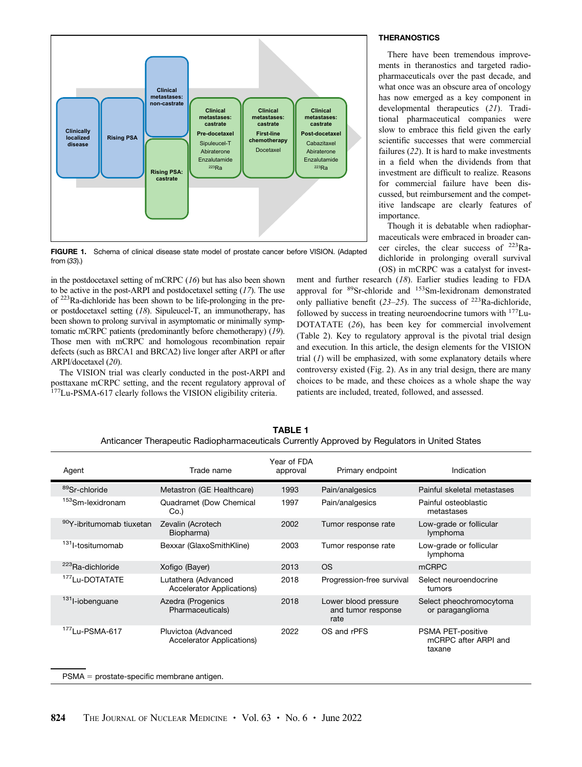FIGURE 1. Schema of clinical disease state model of prostate cancer before VISION. (Adapted from (33).)

in the postdocetaxel setting of mCRPC (16) but has also been shown to be active in the post-ARPI and postdocetaxel setting (17). The use of $^{223}$Ra-dichloride has been shown to be life-prolonging in the pre- or postdocetaxel setting (18). Sipuleucel-T, an immunotherapy, has been shown to prolong survival in asymptomatic or minimally symptomatic mCRPC patients (predominantly before chemotherapy) (19). Those men with mCRPC and homologous recombination repair defects (such as BRCA1 and BRCA2) live longer after ARPI or after ARPI/docetaxel (20).

The VISION trial was clearly conducted in the post-ARPI and posttaxane mCRPC setting, and the recent regulatory approval of $^{177}$Lu-PSMA-617 clearly follows the VISION eligibility criteria.

## THERANOSTICS

There have been tremendous improvements in theranostics and targeted radiopharmaceuticals over the past decade, and what once was an obscure area of oncology has now emerged as a key component in developmental therapeutics (21). Traditional pharmaceutical companies were slow to embrace this field given the early scientific successes that were commercial failures (22). It is hard to make investments in a field when the dividends from that investment are difficult to realize. Reasons for commercial failure have been discussed, but reimbursement and the competitive landscape are clearly features of importance.

Though it is debatable when radiopharmaceuticals were embraced in broader cancer circles, the clear success of $^{223}$Ra-dichloride in prolonging overall survival (OS) in mCRPC was a catalyst for investment and further research (18). Earlier studies leading to FDA approval for $^{89}$Sr-chloride and $^{153}$Sm-lexidronam demonstrated only palliative benefit (23–25). The success of $^{223}$Ra-dichloride, followed by success in treating neuroendocrine tumors with $^{177}$Lu-DOTATATE (26), has been key for commercial involvement (Table 2). Key to regulatory approval is the pivotal trial design and execution. In this article, the design elements for the VISION trial (1) will be emphasized, with some explanatory details where controversy existed (Fig. 2). As in any trial design, there are many choices to be made, and these choices as a whole shape the way patients are included, treated, followed, and assessed.

**TABLE 1**
Anticancer Therapeutic Radiopharmaceuticals Currently Approved by Regulators in United States

| Agent | Trade name | Year of FDA approval | Primary endpoint | Indication |
|---|---|---|---|---|
| $^{89}$Sr-chloride | Metastron (GE Healthcare) | 1993 | Pain/analgesics | Painful skeletal metastases |
| $^{153}$Sm-lexidronam | Quadramet (Dow Chemical Co.) | 1997 | Pain/analgesics | Painful osteoblastic metastases |
| $^{90}$Y-ibritumomab tiuxetan | Zevalin (Acrotech Biopharma) | 2002 | Tumor response rate | Low-grade or follicular lymphoma |
| $^{131}$I-tositumomab | Bexxar (GlaxoSmithKline) | 2003 | Tumor response rate | Low-grade or follicular lymphoma |
| $^{223}$Ra-dichloride | Xofigo (Bayer) | 2013 | OS | mCRPC |
| $^{177}$Lu-DOTATATE | Lutathera (Advanced Accelerator Applications) | 2018 | Progression-free survival | Select neuroendocrine tumors |
| $^{131}$I-iobenguane | Azedra (Progenics Pharmaceuticals) | 2018 | Lower blood pressure and tumor response rate | Select pheochromocytoma or paraganglioma |
| $^{177}$Lu-PSMA-617 | Pluvictoa (Advanced Accelerator Applications) | 2022 | OS and rPFS | PSMA PET-positive mCRPC after ARPI and taxane |

PSMA = prostate-specific membrane antigen.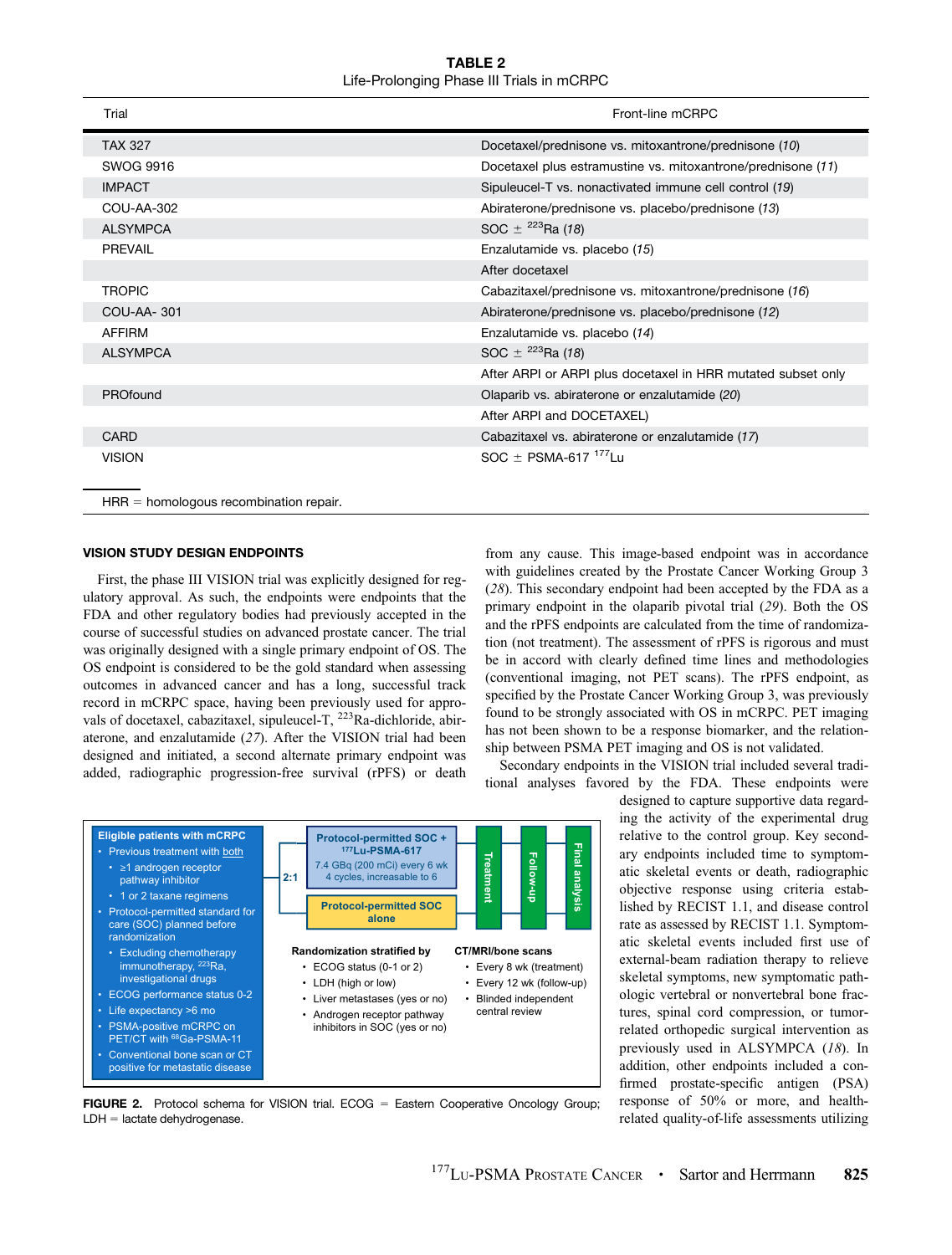**TABLE 2**
Life-Prolonging Phase III Trials in mCRPC

| Trial | Front-line mCRPC |
|---|---|
| TAX 327 | Docetaxel/prednisone vs. mitoxantrone/prednisone (*10*) |
| SWOG 9916 | Docetaxel plus estramustine vs. mitoxantrone/prednisone (*11*) |
| IMPACT | Sipuleucel-T vs. nonactivated immune cell control (*19*) |
| COU-AA-302 | Abiraterone/prednisone vs. placebo/prednisone (*13*) |
| ALSYMPCA | SOC ± $^{223}$Ra (*18*) |
| PREVAIL | Enzalutamide vs. placebo (*15*) |
| | After docetaxel |
| TROPIC | Cabazitaxel/prednisone vs. mitoxantrone/prednisone (*16*) |
| COU-AA- 301 | Abiraterone/prednisone vs. placebo/prednisone (*12*) |
| AFFIRM | Enzalutamide vs. placebo (*14*) |
| ALSYMPCA | SOC ± $^{223}$Ra (*18*) |
| | After ARPI or ARPI plus docetaxel in HRR mutated subset only |
| PROfound | Olaparib vs. abiraterone or enzalutamide (*20*) |
| | After ARPI and DOCETAXEL) |
| CARD | Cabazitaxel vs. abiraterone or enzalutamide (*17*) |
| VISION | SOC ± PSMA-617 $^{177}$Lu |

HRR = homologous recombination repair.

## VISION STUDY DESIGN ENDPOINTS

First, the phase III VISION trial was explicitly designed for regulatory approval. As such, the endpoints were endpoints that the FDA and other regulatory bodies had previously accepted in the course of successful studies on advanced prostate cancer. The trial was originally designed with a single primary endpoint of OS. The OS endpoint is considered to be the gold standard when assessing outcomes in advanced cancer and has a long, successful track record in mCRPC space, having been previously used for approvals of docetaxel, cabazitaxel, sipuleucel-T, $^{223}$Ra-dichloride, abiraterone, and enzalutamide (*27*). After the VISION trial had been designed and initiated, a second alternate primary endpoint was added, radiographic progression-free survival (rPFS) or death from any cause. This image-based endpoint was in accordance with guidelines created by the Prostate Cancer Working Group 3 (*28*). This secondary endpoint had been accepted by the FDA as a primary endpoint in the olaparib pivotal trial (*29*). Both the OS and the rPFS endpoints are calculated from the time of randomization (not treatment). The assessment of rPFS is rigorous and must be in accord with clearly defined time lines and methodologies (conventional imaging, not PET scans). The rPFS endpoint, as specified by the Prostate Cancer Working Group 3, was previously found to be strongly associated with OS in mCRPC. PET imaging has not been shown to be a response biomarker, and the relationship between PSMA PET imaging and OS is not validated.

Secondary endpoints in the VISION trial included several traditional analyses favored by the FDA. These endpoints were designed to capture supportive data regarding the activity of the experimental drug relative to the control group. Key secondary endpoints included time to symptomatic skeletal events or death, radiographic objective response using criteria established by RECIST 1.1, and disease control rate as assessed by RECIST 1.1. Symptomatic skeletal events included first use of external-beam radiation therapy to relieve skeletal symptoms, new symptomatic pathologic vertebral or nonvertebral bone fractures, spinal cord compression, or tumor-related orthopedic surgical intervention as previously used in ALSYMPCA (*18*). In addition, other endpoints included a confirmed prostate-specific antigen (PSA) response of 50% or more, and health-related quality-of-life assessments utilizing

**Eligible patients with mCRPC**
- Previous treatment with both
  - ≥1 androgen receptor pathway inhibitor
  - 1 or 2 taxane regimens
- Protocol-permitted standard for care (SOC) planned before randomization
  - Excluding chemotherapy immunotherapy, $^{223}$Ra, investigational drugs
- ECOG performance status 0-2
- Life expectancy >6 mo
- PSMA-positive mCRPC on PET/CT with $^{68}$Ga-PSMA-11
- Conventional bone scan or CT positive for metastatic disease

2:1

**Protocol-permitted SOC + $^{177}$Lu-PSMA-617**
7.4 GBq (200 mCi) every 6 wk 4 cycles, increasable to 6

**Protocol-permitted SOC alone**

Treatment → Follow-up → Final analysis

**Randomization stratified by**
- ECOG status (0-1 or 2)
- LDH (high or low)
- Liver metastases (yes or no)
- Androgen receptor pathway inhibitors in SOC (yes or no)

**CT/MRI/bone scans**
- Every 8 wk (treatment)
- Every 12 wk (follow-up)
- Blinded independent central review

**FIGURE 2.** Protocol schema for VISION trial. ECOG = Eastern Cooperative Oncology Group; LDH = lactate dehydrogenase.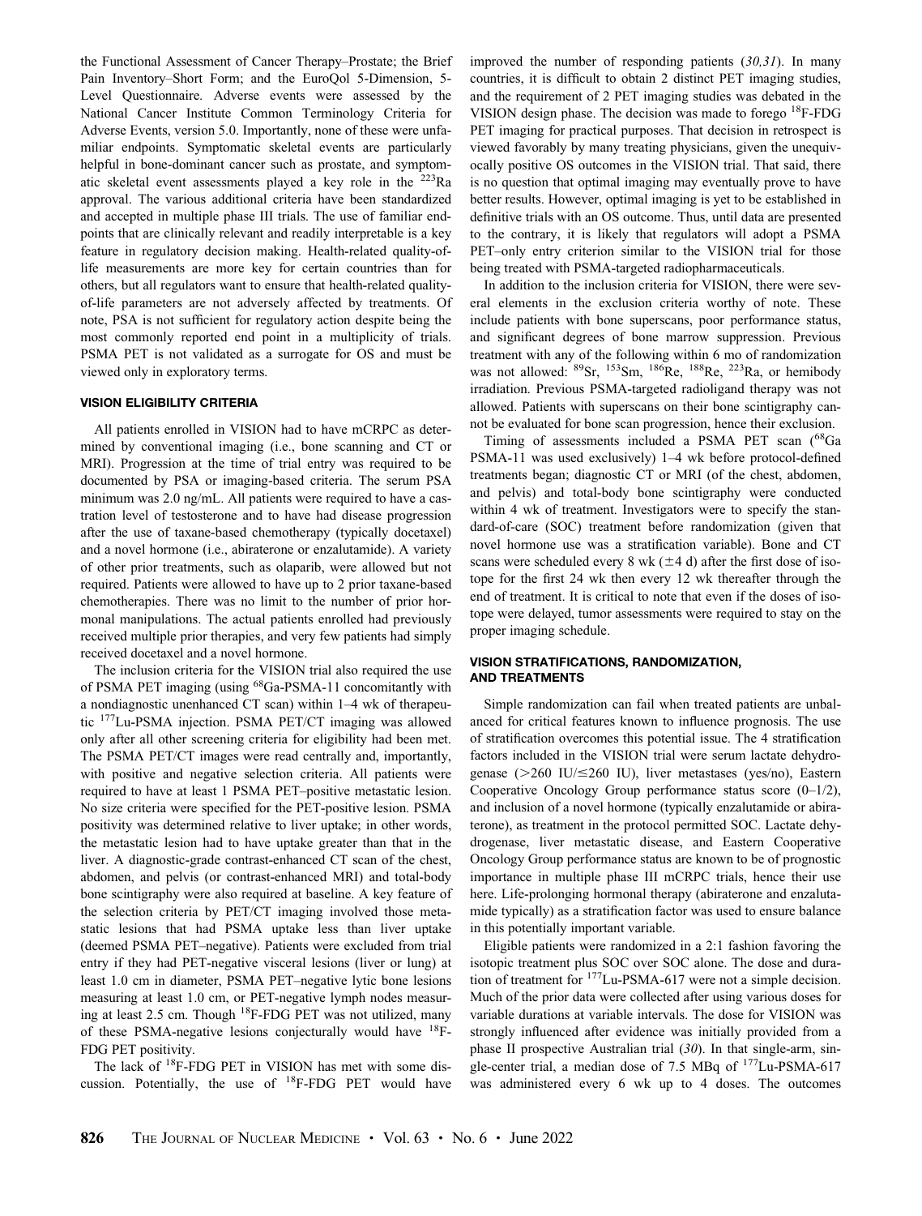the Functional Assessment of Cancer Therapy–Prostate; the Brief Pain Inventory–Short Form; and the EuroQol 5-Dimension, 5-Level Questionnaire. Adverse events were assessed by the National Cancer Institute Common Terminology Criteria for Adverse Events, version 5.0. Importantly, none of these were unfamiliar endpoints. Symptomatic skeletal events are particularly helpful in bone-dominant cancer such as prostate, and symptomatic skeletal event assessments played a key role in the $^{223}$Ra approval. The various additional criteria have been standardized and accepted in multiple phase III trials. The use of familiar endpoints that are clinically relevant and readily interpretable is a key feature in regulatory decision making. Health-related quality-of-life measurements are more key for certain countries than for others, but all regulators want to ensure that health-related quality-of-life parameters are not adversely affected by treatments. Of note, PSA is not sufficient for regulatory action despite being the most commonly reported end point in a multiplicity of trials. PSMA PET is not validated as a surrogate for OS and must be viewed only in exploratory terms.

## VISION ELIGIBILITY CRITERIA

All patients enrolled in VISION had to have mCRPC as determined by conventional imaging (i.e., bone scanning and CT or MRI). Progression at the time of trial entry was required to be documented by PSA or imaging-based criteria. The serum PSA minimum was 2.0 ng/mL. All patients were required to have a castration level of testosterone and to have had disease progression after the use of taxane-based chemotherapy (typically docetaxel) and a novel hormone (i.e., abiraterone or enzalutamide). A variety of other prior treatments, such as olaparib, were allowed but not required. Patients were allowed to have up to 2 prior taxane-based chemotherapies. There was no limit to the number of prior hormonal manipulations. The actual patients enrolled had previously received multiple prior therapies, and very few patients had simply received docetaxel and a novel hormone.

The inclusion criteria for the VISION trial also required the use of PSMA PET imaging (using $^{68}$Ga-PSMA-11 concomitantly with a nondiagnostic unenhanced CT scan) within 1–4 wk of therapeutic $^{177}$Lu-PSMA injection. PSMA PET/CT imaging was allowed only after all other screening criteria for eligibility had been met. The PSMA PET/CT images were read centrally and, importantly, with positive and negative selection criteria. All patients were required to have at least 1 PSMA PET–positive metastatic lesion. No size criteria were specified for the PET-positive lesion. PSMA positivity was determined relative to liver uptake; in other words, the metastatic lesion had to have uptake greater than that in the liver. A diagnostic-grade contrast-enhanced CT scan of the chest, abdomen, and pelvis (or contrast-enhanced MRI) and total-body bone scintigraphy were also required at baseline. A key feature of the selection criteria by PET/CT imaging involved those metastatic lesions that had PSMA uptake less than liver uptake (deemed PSMA PET–negative). Patients were excluded from trial entry if they had PET-negative visceral lesions (liver or lung) at least 1.0 cm in diameter, PSMA PET–negative lytic bone lesions measuring at least 1.0 cm, or PET-negative lymph nodes measuring at least 2.5 cm. Though $^{18}$F-FDG PET was not utilized, many of these PSMA-negative lesions conjecturally would have $^{18}$F-FDG PET positivity.

The lack of $^{18}$F-FDG PET in VISION has met with some discussion. Potentially, the use of $^{18}$F-FDG PET would have improved the number of responding patients (*30,31*). In many countries, it is difficult to obtain 2 distinct PET imaging studies, and the requirement of 2 PET imaging studies was debated in the VISION design phase. The decision was made to forego $^{18}$F-FDG PET imaging for practical purposes. That decision in retrospect is viewed favorably by many treating physicians, given the unequivocally positive OS outcomes in the VISION trial. That said, there is no question that optimal imaging may eventually prove to have better results. However, optimal imaging is yet to be established in definitive trials with an OS outcome. Thus, until data are presented to the contrary, it is likely that regulators will adopt a PSMA PET–only entry criterion similar to the VISION trial for those being treated with PSMA-targeted radiopharmaceuticals.

In addition to the inclusion criteria for VISION, there were several elements in the exclusion criteria worthy of note. These include patients with bone superscans, poor performance status, and significant degrees of bone marrow suppression. Previous treatment with any of the following within 6 mo of randomization was not allowed: $^{89}$Sr, $^{153}$Sm, $^{186}$Re, $^{188}$Re, $^{223}$Ra, or hemibody irradiation. Previous PSMA-targeted radioligand therapy was not allowed. Patients with superscans on their bone scintigraphy cannot be evaluated for bone scan progression, hence their exclusion.

Timing of assessments included a PSMA PET scan ($^{68}$Ga PSMA-11 was used exclusively) 1–4 wk before protocol-defined treatments began; diagnostic CT or MRI (of the chest, abdomen, and pelvis) and total-body bone scintigraphy were conducted within 4 wk of treatment. Investigators were to specify the standard-of-care (SOC) treatment before randomization (given that novel hormone use was a stratification variable). Bone and CT scans were scheduled every 8 wk ($\pm$4 d) after the first dose of isotope for the first 24 wk then every 12 wk thereafter through the end of treatment. It is critical to note that even if the doses of isotope were delayed, tumor assessments were required to stay on the proper imaging schedule.

## VISION STRATIFICATIONS, RANDOMIZATION, AND TREATMENTS

Simple randomization can fail when treated patients are unbalanced for critical features known to influence prognosis. The use of stratification overcomes this potential issue. The 4 stratification factors included in the VISION trial were serum lactate dehydrogenase (>260 IU/≤260 IU), liver metastases (yes/no), Eastern Cooperative Oncology Group performance status score (0–1/2), and inclusion of a novel hormone (typically enzalutamide or abiraterone), as treatment in the protocol permitted SOC. Lactate dehydrogenase, liver metastatic disease, and Eastern Cooperative Oncology Group performance status are known to be of prognostic importance in multiple phase III mCRPC trials, hence their use here. Life-prolonging hormonal therapy (abiraterone and enzalutamide typically) as a stratification factor was used to ensure balance in this potentially important variable.

Eligible patients were randomized in a 2:1 fashion favoring the isotopic treatment plus SOC over SOC alone. The dose and duration of treatment for $^{177}$Lu-PSMA-617 were not a simple decision. Much of the prior data were collected after using various doses for variable durations at variable intervals. The dose for VISION was strongly influenced after evidence was initially provided from a phase II prospective Australian trial (*30*). In that single-arm, single-center trial, a median dose of 7.5 MBq of $^{177}$Lu-PSMA-617 was administered every 6 wk up to 4 doses. The outcomes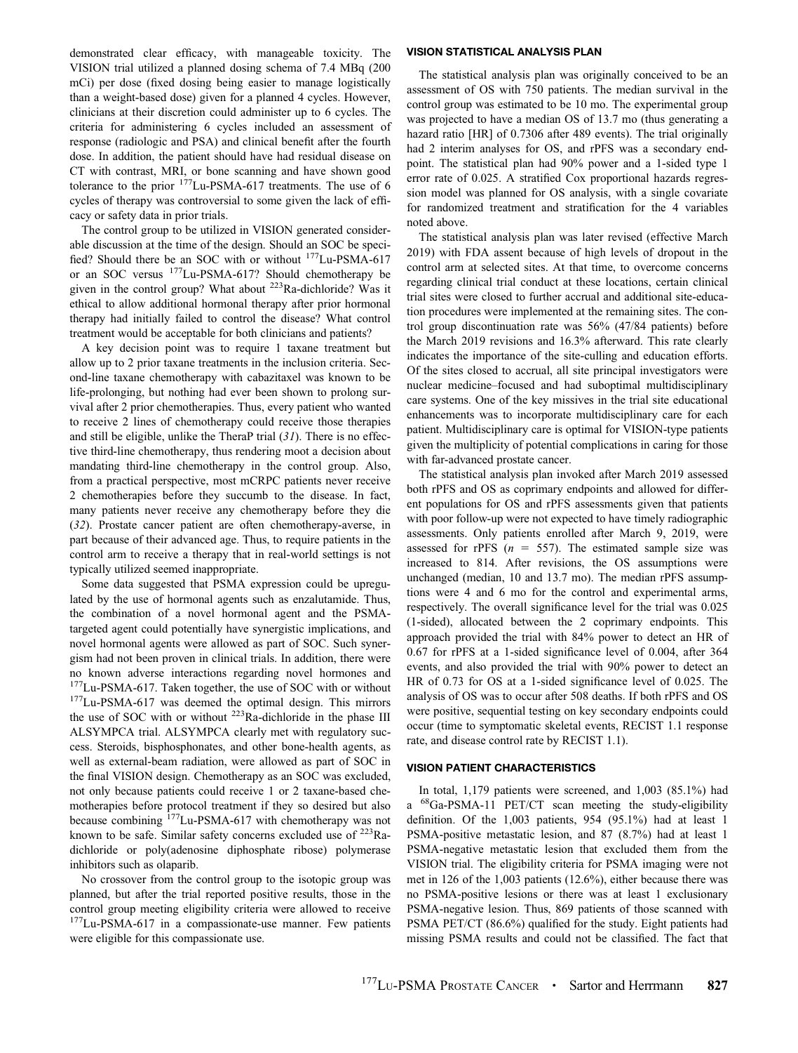demonstrated clear efficacy, with manageable toxicity. The VISION trial utilized a planned dosing schema of 7.4 MBq (200 mCi) per dose (fixed dosing being easier to manage logistically than a weight-based dose) given for a planned 4 cycles. However, clinicians at their discretion could administer up to 6 cycles. The criteria for administering 6 cycles included an assessment of response (radiologic and PSA) and clinical benefit after the fourth dose. In addition, the patient should have had residual disease on CT with contrast, MRI, or bone scanning and have shown good tolerance to the prior $^{177}$Lu-PSMA-617 treatments. The use of 6 cycles of therapy was controversial to some given the lack of efficacy or safety data in prior trials.

The control group to be utilized in VISION generated considerable discussion at the time of the design. Should an SOC be specified? Should there be an SOC with or without $^{177}$Lu-PSMA-617 or an SOC versus $^{177}$Lu-PSMA-617? Should chemotherapy be given in the control group? What about $^{223}$Ra-dichloride? Was it ethical to allow additional hormonal therapy after prior hormonal therapy had initially failed to control the disease? What control treatment would be acceptable for both clinicians and patients?

A key decision point was to require 1 taxane treatment but allow up to 2 prior taxane treatments in the inclusion criteria. Second-line taxane chemotherapy with cabazitaxel was known to be life-prolonging, but nothing had ever been shown to prolong survival after 2 prior chemotherapies. Thus, every patient who wanted to receive 2 lines of chemotherapy could receive those therapies and still be eligible, unlike the TheraP trial (31). There is no effective third-line chemotherapy, thus rendering moot a decision about mandating third-line chemotherapy in the control group. Also, from a practical perspective, most mCRPC patients never receive 2 chemotherapies before they succumb to the disease. In fact, many patients never receive any chemotherapy before they die (32). Prostate cancer patient are often chemotherapy-averse, in part because of their advanced age. Thus, to require patients in the control arm to receive a therapy that in real-world settings is not typically utilized seemed inappropriate.

Some data suggested that PSMA expression could be upregulated by the use of hormonal agents such as enzalutamide. Thus, the combination of a novel hormonal agent and the PSMA-targeted agent could potentially have synergistic implications, and novel hormonal agents were allowed as part of SOC. Such synergism had not been proven in clinical trials. In addition, there were no known adverse interactions regarding novel hormones and $^{177}$Lu-PSMA-617. Taken together, the use of SOC with or without $^{177}$Lu-PSMA-617 was deemed the optimal design. This mirrors the use of SOC with or without $^{223}$Ra-dichloride in the phase III ALSYMPCA trial. ALSYMPCA clearly met with regulatory success. Steroids, bisphosphonates, and other bone-health agents, as well as external-beam radiation, were allowed as part of SOC in the final VISION design. Chemotherapy as an SOC was excluded, not only because patients could receive 1 or 2 taxane-based chemotherapies before protocol treatment if they so desired but also because combining $^{177}$Lu-PSMA-617 with chemotherapy was not known to be safe. Similar safety concerns excluded use of $^{223}$Ra-dichloride or poly(adenosine diphosphate ribose) polymerase inhibitors such as olaparib.

No crossover from the control group to the isotopic group was planned, but after the trial reported positive results, those in the control group meeting eligibility criteria were allowed to receive $^{177}$Lu-PSMA-617 in a compassionate-use manner. Few patients were eligible for this compassionate use.

### VISION STATISTICAL ANALYSIS PLAN

The statistical analysis plan was originally conceived to be an assessment of OS with 750 patients. The median survival in the control group was estimated to be 10 mo. The experimental group was projected to have a median OS of 13.7 mo (thus generating a hazard ratio [HR] of 0.7306 after 489 events). The trial originally had 2 interim analyses for OS, and rPFS was a secondary endpoint. The statistical plan had 90% power and a 1-sided type 1 error rate of 0.025. A stratified Cox proportional hazards regression model was planned for OS analysis, with a single covariate for randomized treatment and stratification for the 4 variables noted above.

The statistical analysis plan was later revised (effective March 2019) with FDA assent because of high levels of dropout in the control arm at selected sites. At that time, to overcome concerns regarding clinical trial conduct at these locations, certain clinical trial sites were closed to further accrual and additional site-education procedures were implemented at the remaining sites. The control group discontinuation rate was 56% (47/84 patients) before the March 2019 revisions and 16.3% afterward. This rate clearly indicates the importance of the site-culling and education efforts. Of the sites closed to accrual, all site principal investigators were nuclear medicine–focused and had suboptimal multidisciplinary care systems. One of the key missives in the trial site educational enhancements was to incorporate multidisciplinary care for each patient. Multidisciplinary care is optimal for VISION-type patients given the multiplicity of potential complications in caring for those with far-advanced prostate cancer.

The statistical analysis plan invoked after March 2019 assessed both rPFS and OS as coprimary endpoints and allowed for different populations for OS and rPFS assessments given that patients with poor follow-up were not expected to have timely radiographic assessments. Only patients enrolled after March 9, 2019, were assessed for rPFS ($n = 557$). The estimated sample size was increased to 814. After revisions, the OS assumptions were unchanged (median, 10 and 13.7 mo). The median rPFS assumptions were 4 and 6 mo for the control and experimental arms, respectively. The overall significance level for the trial was 0.025 (1-sided), allocated between the 2 coprimary endpoints. This approach provided the trial with 84% power to detect an HR of 0.67 for rPFS at a 1-sided significance level of 0.004, after 364 events, and also provided the trial with 90% power to detect an HR of 0.73 for OS at a 1-sided significance level of 0.025. The analysis of OS was to occur after 508 deaths. If both rPFS and OS were positive, sequential testing on key secondary endpoints could occur (time to symptomatic skeletal events, RECIST 1.1 response rate, and disease control rate by RECIST 1.1).

### VISION PATIENT CHARACTERISTICS

In total, 1,179 patients were screened, and 1,003 (85.1%) had a $^{68}$Ga-PSMA-11 PET/CT scan meeting the study-eligibility definition. Of the 1,003 patients, 954 (95.1%) had at least 1 PSMA-positive metastatic lesion, and 87 (8.7%) had at least 1 PSMA-negative metastatic lesion that excluded them from the VISION trial. The eligibility criteria for PSMA imaging were not met in 126 of the 1,003 patients (12.6%), either because there was no PSMA-positive lesions or there was at least 1 exclusionary PSMA-negative lesion. Thus, 869 patients of those scanned with PSMA PET/CT (86.6%) qualified for the study. Eight patients had missing PSMA results and could not be classified. The fact that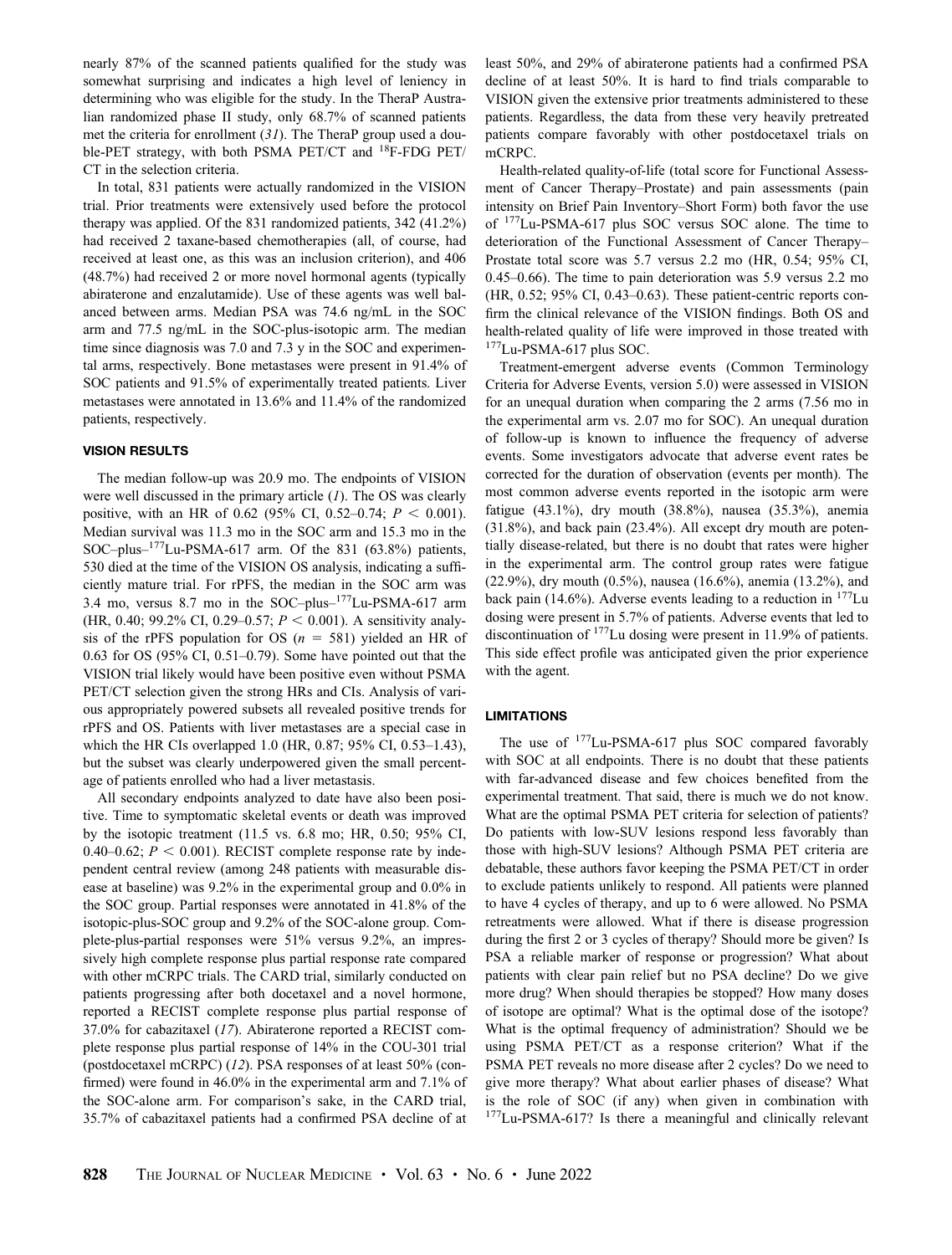nearly 87% of the scanned patients qualified for the study was somewhat surprising and indicates a high level of leniency in determining who was eligible for the study. In the TheraP Australian randomized phase II study, only 68.7% of scanned patients met the criteria for enrollment (31). The TheraP group used a double-PET strategy, with both PSMA PET/CT and $^{18}$F-FDG PET/CT in the selection criteria.

In total, 831 patients were actually randomized in the VISION trial. Prior treatments were extensively used before the protocol therapy was applied. Of the 831 randomized patients, 342 (41.2%) had received 2 taxane-based chemotherapies (all, of course, had received at least one, as this was an inclusion criterion), and 406 (48.7%) had received 2 or more novel hormonal agents (typically abiraterone and enzalutamide). Use of these agents was well balanced between arms. Median PSA was 74.6 ng/mL in the SOC arm and 77.5 ng/mL in the SOC-plus-isotopic arm. The median time since diagnosis was 7.0 and 7.3 y in the SOC and experimental arms, respectively. Bone metastases were present in 91.4% of SOC patients and 91.5% of experimentally treated patients. Liver metastases were annotated in 13.6% and 11.4% of the randomized patients, respectively.

## VISION RESULTS

The median follow-up was 20.9 mo. The endpoints of VISION were well discussed in the primary article (1). The OS was clearly positive, with an HR of 0.62 (95% CI, 0.52–0.74; $P < 0.001$). Median survival was 11.3 mo in the SOC arm and 15.3 mo in the SOC–plus–$^{177}$Lu-PSMA-617 arm. Of the 831 (63.8%) patients, 530 died at the time of the VISION OS analysis, indicating a sufficiently mature trial. For rPFS, the median in the SOC arm was 3.4 mo, versus 8.7 mo in the SOC–plus–$^{177}$Lu-PSMA-617 arm (HR, 0.40; 99.2% CI, 0.29–0.57; $P < 0.001$). A sensitivity analysis of the rPFS population for OS ($n = 581$) yielded an HR of 0.63 for OS (95% CI, 0.51–0.79). Some have pointed out that the VISION trial likely would have been positive even without PSMA PET/CT selection given the strong HRs and CIs. Analysis of various appropriately powered subsets all revealed positive trends for rPFS and OS. Patients with liver metastases are a special case in which the HR CIs overlapped 1.0 (HR, 0.87; 95% CI, 0.53–1.43), but the subset was clearly underpowered given the small percentage of patients enrolled who had a liver metastasis.

All secondary endpoints analyzed to date have also been positive. Time to symptomatic skeletal events or death was improved by the isotopic treatment (11.5 vs. 6.8 mo; HR, 0.50; 95% CI, 0.40–0.62; $P < 0.001$). RECIST complete response rate by independent central review (among 248 patients with measurable disease at baseline) was 9.2% in the experimental group and 0.0% in the SOC group. Partial responses were annotated in 41.8% of the isotopic-plus-SOC group and 9.2% of the SOC-alone group. Complete-plus-partial responses were 51% versus 9.2%, an impressively high complete response plus partial response rate compared with other mCRPC trials. The CARD trial, similarly conducted on patients progressing after both docetaxel and a novel hormone, reported a RECIST complete response plus partial response of 37.0% for cabazitaxel (17). Abiraterone reported a RECIST complete response plus partial response of 14% in the COU-301 trial (postdocetaxel mCRPC) (12). PSA responses of at least 50% (confirmed) were found in 46.0% in the experimental arm and 7.1% of the SOC-alone arm. For comparison's sake, in the CARD trial, 35.7% of cabazitaxel patients had a confirmed PSA decline of at least 50%, and 29% of abiraterone patients had a confirmed PSA decline of at least 50%. It is hard to find trials comparable to VISION given the extensive prior treatments administered to these patients. Regardless, the data from these very heavily pretreated patients compare favorably with other postdocetaxel trials on mCRPC.

Health-related quality-of-life (total score for Functional Assessment of Cancer Therapy–Prostate) and pain assessments (pain intensity on Brief Pain Inventory–Short Form) both favor the use of $^{177}$Lu-PSMA-617 plus SOC versus SOC alone. The time to deterioration of the Functional Assessment of Cancer Therapy–Prostate total score was 5.7 versus 2.2 mo (HR, 0.54; 95% CI, 0.45–0.66). The time to pain deterioration was 5.9 versus 2.2 mo (HR, 0.52; 95% CI, 0.43–0.63). These patient-centric reports confirm the clinical relevance of the VISION findings. Both OS and health-related quality of life were improved in those treated with $^{177}$Lu-PSMA-617 plus SOC.

Treatment-emergent adverse events (Common Terminology Criteria for Adverse Events, version 5.0) were assessed in VISION for an unequal duration when comparing the 2 arms (7.56 mo in the experimental arm vs. 2.07 mo for SOC). An unequal duration of follow-up is known to influence the frequency of adverse events. Some investigators advocate that adverse event rates be corrected for the duration of observation (events per month). The most common adverse events reported in the isotopic arm were fatigue (43.1%), dry mouth (38.8%), nausea (35.3%), anemia (31.8%), and back pain (23.4%). All except dry mouth are potentially disease-related, but there is no doubt that rates were higher in the experimental arm. The control group rates were fatigue (22.9%), dry mouth (0.5%), nausea (16.6%), anemia (13.2%), and back pain (14.6%). Adverse events leading to a reduction in $^{177}$Lu dosing were present in 5.7% of patients. Adverse events that led to discontinuation of $^{177}$Lu dosing were present in 11.9% of patients. This side effect profile was anticipated given the prior experience with the agent.

## LIMITATIONS

The use of $^{177}$Lu-PSMA-617 plus SOC compared favorably with SOC at all endpoints. There is no doubt that these patients with far-advanced disease and few choices benefited from the experimental treatment. That said, there is much we do not know. What are the optimal PSMA PET criteria for selection of patients? Do patients with low-SUV lesions respond less favorably than those with high-SUV lesions? Although PSMA PET criteria are debatable, these authors favor keeping the PSMA PET/CT in order to exclude patients unlikely to respond. All patients were planned to have 4 cycles of therapy, and up to 6 were allowed. No PSMA retreatments were allowed. What if there is disease progression during the first 2 or 3 cycles of therapy? Should more be given? Is PSA a reliable marker of response or progression? What about patients with clear pain relief but no PSA decline? Do we give more drug? When should therapies be stopped? How many doses of isotope are optimal? What is the optimal dose of the isotope? What is the optimal frequency of administration? Should we be using PSMA PET/CT as a response criterion? What if the PSMA PET reveals no more disease after 2 cycles? Do we need to give more therapy? What about earlier phases of disease? What is the role of SOC (if any) when given in combination with $^{177}$Lu-PSMA-617? Is there a meaningful and clinically relevant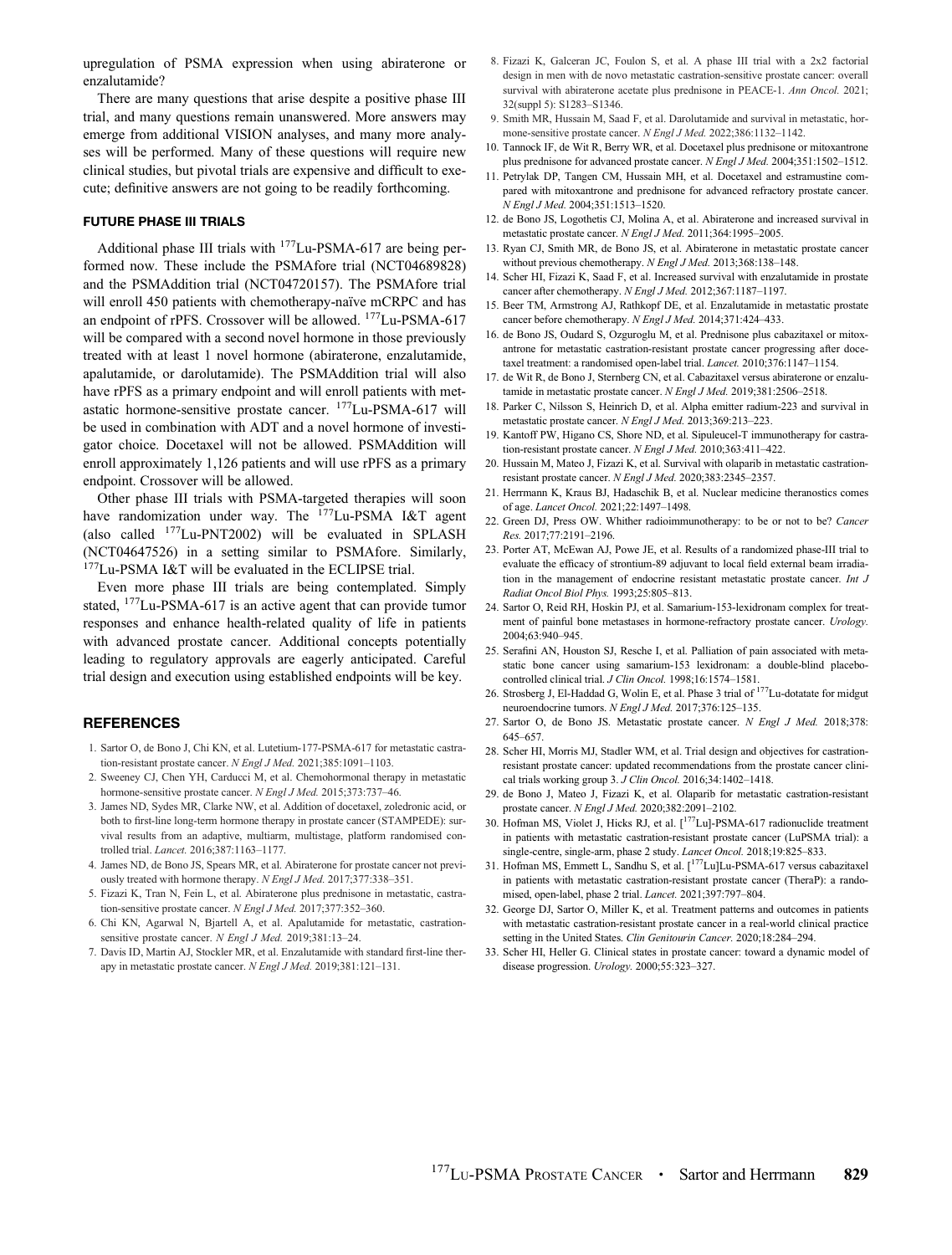upregulation of PSMA expression when using abiraterone or enzalutamide?

There are many questions that arise despite a positive phase III trial, and many questions remain unanswered. More answers may emerge from additional VISION analyses, and many more analyses will be performed. Many of these questions will require new clinical studies, but pivotal trials are expensive and difficult to execute; definitive answers are not going to be readily forthcoming.

## FUTURE PHASE III TRIALS

Additional phase III trials with $^{177}$Lu-PSMA-617 are being performed now. These include the PSMAfore trial (NCT04689828) and the PSMAddition trial (NCT04720157). The PSMAfore trial will enroll 450 patients with chemotherapy-naïve mCRPC and has an endpoint of rPFS. Crossover will be allowed. $^{177}$Lu-PSMA-617 will be compared with a second novel hormone in those previously treated with at least 1 novel hormone (abiraterone, enzalutamide, apalutamide, or darolutamide). The PSMAddition trial will also have rPFS as a primary endpoint and will enroll patients with metastatic hormone-sensitive prostate cancer. $^{177}$Lu-PSMA-617 will be used in combination with ADT and a novel hormone of investigator choice. Docetaxel will not be allowed. PSMAddition will enroll approximately 1,126 patients and will use rPFS as a primary endpoint. Crossover will be allowed.

Other phase III trials with PSMA-targeted therapies will soon have randomization under way. The $^{177}$Lu-PSMA I&T agent (also called $^{177}$Lu-PNT2002) will be evaluated in SPLASH (NCT04647526) in a setting similar to PSMAfore. Similarly, $^{177}$Lu-PSMA I&T will be evaluated in the ECLIPSE trial.

Even more phase III trials are being contemplated. Simply stated, $^{177}$Lu-PSMA-617 is an active agent that can provide tumor responses and enhance health-related quality of life in patients with advanced prostate cancer. Additional concepts potentially leading to regulatory approvals are eagerly anticipated. Careful trial design and execution using established endpoints will be key.

## REFERENCES

1. Sartor O, de Bono J, Chi KN, et al. Lutetium-177-PSMA-617 for metastatic castration-resistant prostate cancer. *N Engl J Med.* 2021;385:1091–1103.
2. Sweeney CJ, Chen YH, Carducci M, et al. Chemohormonal therapy in metastatic hormone-sensitive prostate cancer. *N Engl J Med.* 2015;373:737–46.
3. James ND, Sydes MR, Clarke NW, et al. Addition of docetaxel, zoledronic acid, or both to first-line long-term hormone therapy in prostate cancer (STAMPEDE): survival results from an adaptive, multiarm, multistage, platform randomised controlled trial. *Lancet.* 2016;387:1163–1177.
4. James ND, de Bono JS, Spears MR, et al. Abiraterone for prostate cancer not previously treated with hormone therapy. *N Engl J Med.* 2017;377:338–351.
5. Fizazi K, Tran N, Fein L, et al. Abiraterone plus prednisone in metastatic, castration-sensitive prostate cancer. *N Engl J Med.* 2017;377:352–360.
6. Chi KN, Agarwal N, Bjartell A, et al. Apalutamide for metastatic, castration-sensitive prostate cancer. *N Engl J Med.* 2019;381:13–24.
7. Davis ID, Martin AJ, Stockler MR, et al. Enzalutamide with standard first-line therapy in metastatic prostate cancer. *N Engl J Med.* 2019;381:121–131.
8. Fizazi K, Galceran JC, Foulon S, et al. A phase III trial with a 2x2 factorial design in men with de novo metastatic castration-sensitive prostate cancer: overall survival with abiraterone acetate plus prednisone in PEACE-1. *Ann Oncol.* 2021; 32(suppl 5): S1283–S1346.
9. Smith MR, Hussain M, Saad F, et al. Darolutamide and survival in metastatic, hormone-sensitive prostate cancer. *N Engl J Med.* 2022;386:1132–1142.
10. Tannock IF, de Wit R, Berry WR, et al. Docetaxel plus prednisone or mitoxantrone plus prednisone for advanced prostate cancer. *N Engl J Med.* 2004;351:1502–1512.
11. Petrylak DP, Tangen CM, Hussain MH, et al. Docetaxel and estramustine compared with mitoxantrone and prednisone for advanced refractory prostate cancer. *N Engl J Med.* 2004;351:1513–1520.
12. de Bono JS, Logothetis CJ, Molina A, et al. Abiraterone and increased survival in metastatic prostate cancer. *N Engl J Med.* 2011;364:1995–2005.
13. Ryan CJ, Smith MR, de Bono JS, et al. Abiraterone in metastatic prostate cancer without previous chemotherapy. *N Engl J Med.* 2013;368:138–148.
14. Scher HI, Fizazi K, Saad F, et al. Increased survival with enzalutamide in prostate cancer after chemotherapy. *N Engl J Med.* 2012;367:1187–1197.
15. Beer TM, Armstrong AJ, Rathkopf DE, et al. Enzalutamide in metastatic prostate cancer before chemotherapy. *N Engl J Med.* 2014;371:424–433.
16. de Bono JS, Oudard S, Ozguroglu M, et al. Prednisone plus cabazitaxel or mitoxantrone for metastatic castration-resistant prostate cancer progressing after docetaxel treatment: a randomised open-label trial. *Lancet.* 2010;376:1147–1154.
17. de Wit R, de Bono J, Sternberg CN, et al. Cabazitaxel versus abiraterone or enzalutamide in metastatic prostate cancer. *N Engl J Med.* 2019;381:2506–2518.
18. Parker C, Nilsson S, Heinrich D, et al. Alpha emitter radium-223 and survival in metastatic prostate cancer. *N Engl J Med.* 2013;369:213–223.
19. Kantoff PW, Higano CS, Shore ND, et al. Sipuleucel-T immunotherapy for castration-resistant prostate cancer. *N Engl J Med.* 2010;363:411–422.
20. Hussain M, Mateo J, Fizazi K, et al. Survival with olaparib in metastatic castration-resistant prostate cancer. *N Engl J Med.* 2020;383:2345–2357.
21. Herrmann K, Kraus BJ, Hadaschik B, et al. Nuclear medicine theranostics comes of age. *Lancet Oncol.* 2021;22:1497–1498.
22. Green DJ, Press OW. Whither radioimmunotherapy: to be or not to be? *Cancer Res.* 2017;77:2191–2196.
23. Porter AT, McEwan AJ, Powe JE, et al. Results of a randomized phase-III trial to evaluate the efficacy of strontium-89 adjuvant to local field external beam irradiation in the management of endocrine resistant metastatic prostate cancer. *Int J Radiat Oncol Biol Phys.* 1993;25:805–813.
24. Sartor O, Reid RH, Hoskin PJ, et al. Samarium-153-lexidronam complex for treatment of painful bone metastases in hormone-refractory prostate cancer. *Urology.* 2004;63:940–945.
25. Serafini AN, Houston SJ, Resche I, et al. Palliation of pain associated with metastatic bone cancer using samarium-153 lexidronam: a double-blind placebo-controlled clinical trial. *J Clin Oncol.* 1998;16:1574–1581.
26. Strosberg J, El-Haddad G, Wolin E, et al. Phase 3 trial of $^{177}$Lu-dotatate for midgut neuroendocrine tumors. *N Engl J Med.* 2017;376:125–135.
27. Sartor O, de Bono JS. Metastatic prostate cancer. *N Engl J Med.* 2018;378: 645–657.
28. Scher HI, Morris MJ, Stadler WM, et al. Trial design and objectives for castration-resistant prostate cancer: updated recommendations from the prostate cancer clinical trials working group 3. *J Clin Oncol.* 2016;34:1402–1418.
29. de Bono J, Mateo J, Fizazi K, et al. Olaparib for metastatic castration-resistant prostate cancer. *N Engl J Med.* 2020;382:2091–2102.
30. Hofman MS, Violet J, Hicks RJ, et al. [$^{177}$Lu]-PSMA-617 radionuclide treatment in patients with metastatic castration-resistant prostate cancer (LuPSMA trial): a single-centre, single-arm, phase 2 study. *Lancet Oncol.* 2018;19:825–833.
31. Hofman MS, Emmett L, Sandhu S, et al. [$^{177}$Lu]Lu-PSMA-617 versus cabazitaxel in patients with metastatic castration-resistant prostate cancer (TheraP): a randomised, open-label, phase 2 trial. *Lancet.* 2021;397:797–804.
32. George DJ, Sartor O, Miller K, et al. Treatment patterns and outcomes in patients with metastatic castration-resistant prostate cancer in a real-world clinical practice setting in the United States. *Clin Genitourin Cancer.* 2020;18:284–294.
33. Scher HI, Heller G. Clinical states in prostate cancer: toward a dynamic model of disease progression. *Urology.* 2000;55:323–327.